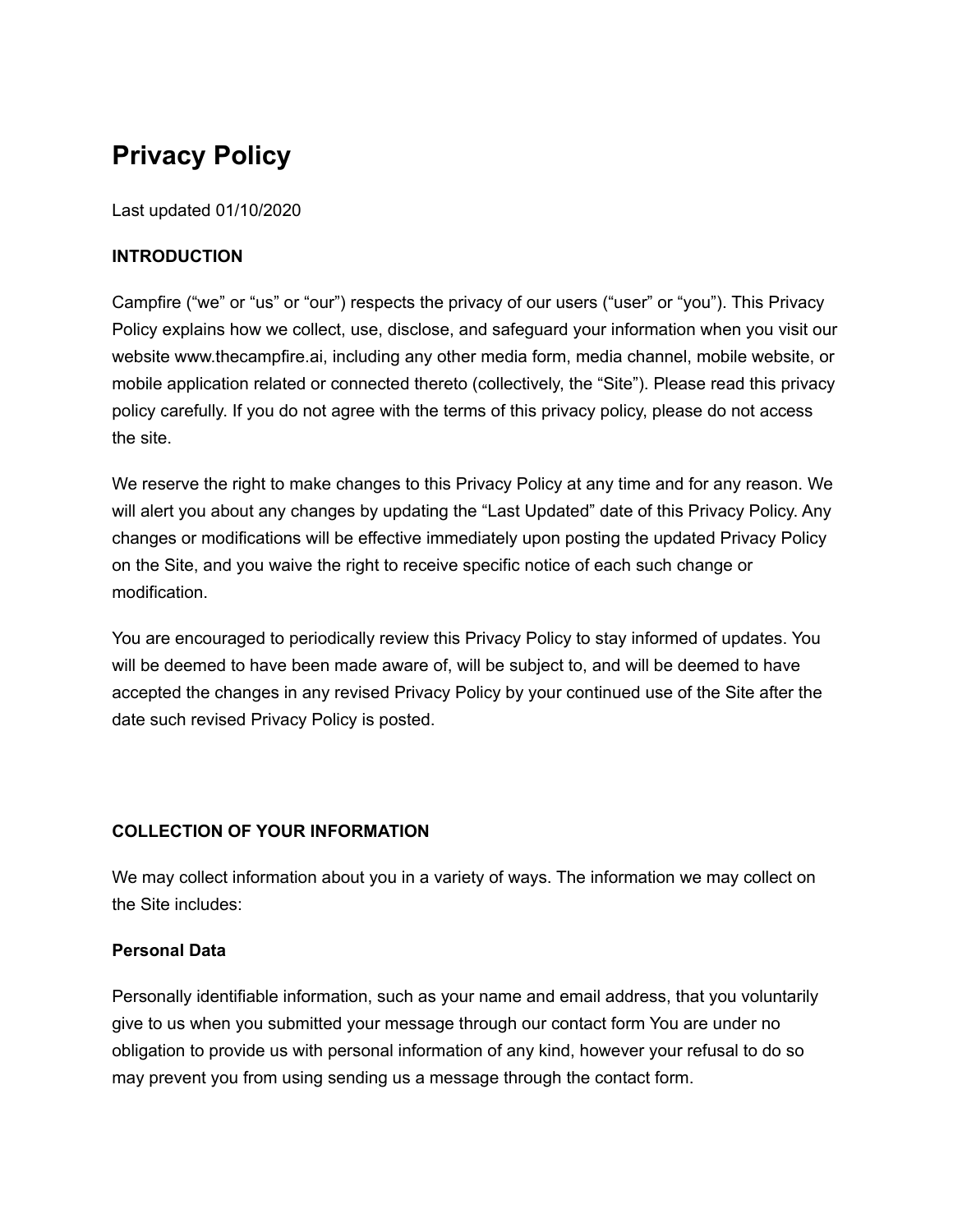# Privacy Policy

Last updated 01/10/2020

**INTRODUCTION**

Campfire (“we” or “us” or “our”) respects the privacy of our users (“user” or “you”). This Privacy Policy explains how we collect, use, disclose, and safeguard your information when you visit our website www.thecampfire.ai, including any other media form, media channel, mobile website, or mobile application related or connected thereto (collectively, the “Site”). Please read this privacy policy carefully. If you do not agree with the terms of this privacy policy, please do not access the site.

We reserve the right to make changes to this Privacy Policy at any time and for any reason. We will alert you about any changes by updating the “Last Updated” date of this Privacy Policy. Any changes or modifications will be effective immediately upon posting the updated Privacy Policy on the Site, and you waive the right to receive specific notice of each such change or modification.

You are encouraged to periodically review this Privacy Policy to stay informed of updates. You will be deemed to have been made aware of, will be subject to, and will be deemed to have accepted the changes in any revised Privacy Policy by your continued use of the Site after the date such revised Privacy Policy is posted.

**COLLECTION OF YOUR INFORMATION**

We may collect information about you in a variety of ways. The information we may collect on the Site includes:

**Personal Data**

Personally identifiable information, such as your name and email address, that you voluntarily give to us when you submitted your message through our contact form You are under no obligation to provide us with personal information of any kind, however your refusal to do so may prevent you from using sending us a message through the contact form.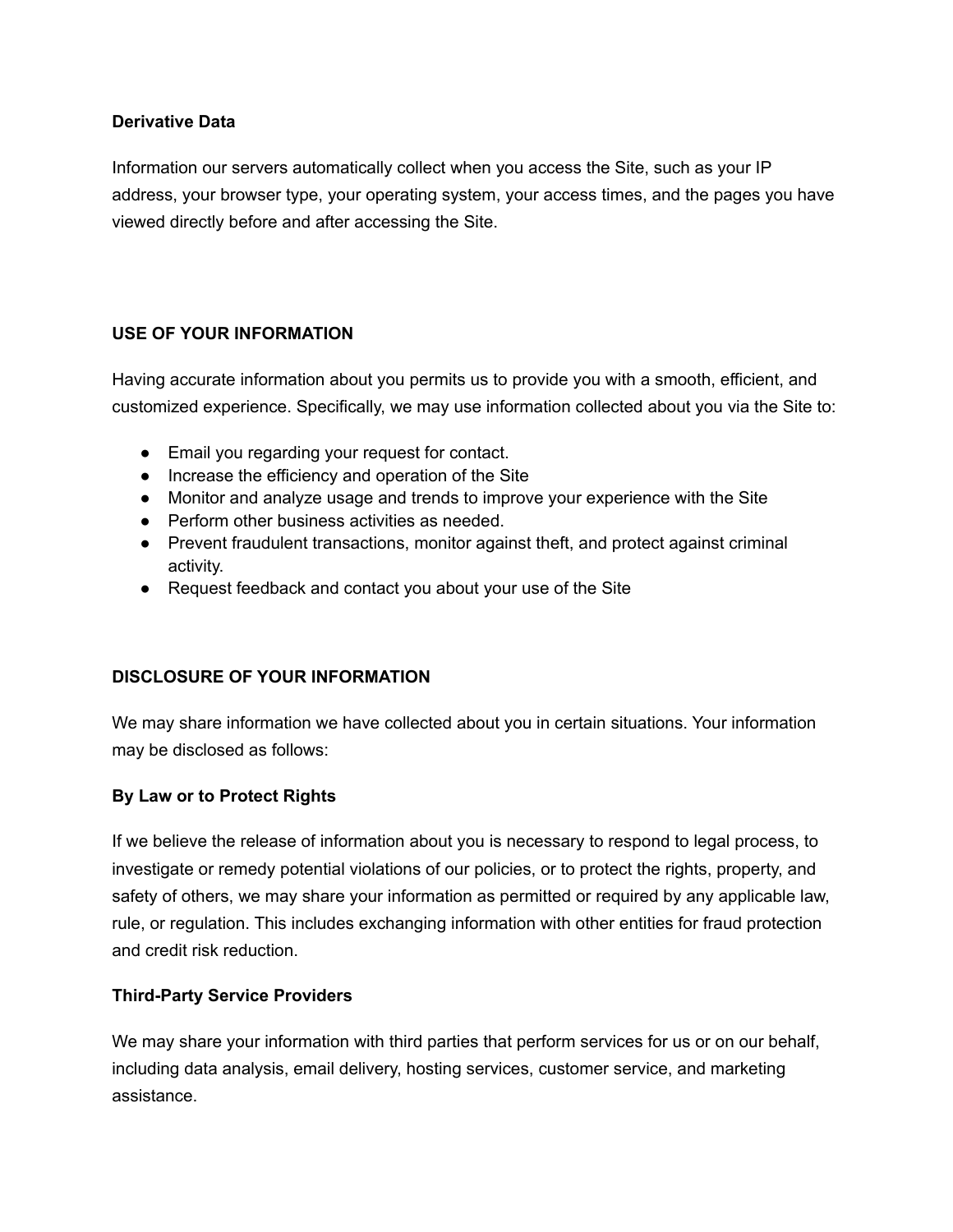### Derivative Data

Information our servers automatically collect when you access the Site, such as your IP address, your browser type, your operating system, your access times, and the pages you have viewed directly before and after accessing the Site.

## USE OF YOUR INFORMATION

Having accurate information about you permits us to provide you with a smooth, efficient, and customized experience. Specifically, we may use information collected about you via the Site to:

- Email you regarding your request for contact.
- Increase the efficiency and operation of the Site
- Monitor and analyze usage and trends to improve your experience with the Site
- Perform other business activities as needed.
- Prevent fraudulent transactions, monitor against theft, and protect against criminal activity.
- Request feedback and contact you about your use of the Site

## DISCLOSURE OF YOUR INFORMATION

We may share information we have collected about you in certain situations. Your information may be disclosed as follows:

### By Law or to Protect Rights

If we believe the release of information about you is necessary to respond to legal process, to investigate or remedy potential violations of our policies, or to protect the rights, property, and safety of others, we may share your information as permitted or required by any applicable law, rule, or regulation. This includes exchanging information with other entities for fraud protection and credit risk reduction.

### Third-Party Service Providers

We may share your information with third parties that perform services for us or on our behalf, including data analysis, email delivery, hosting services, customer service, and marketing assistance.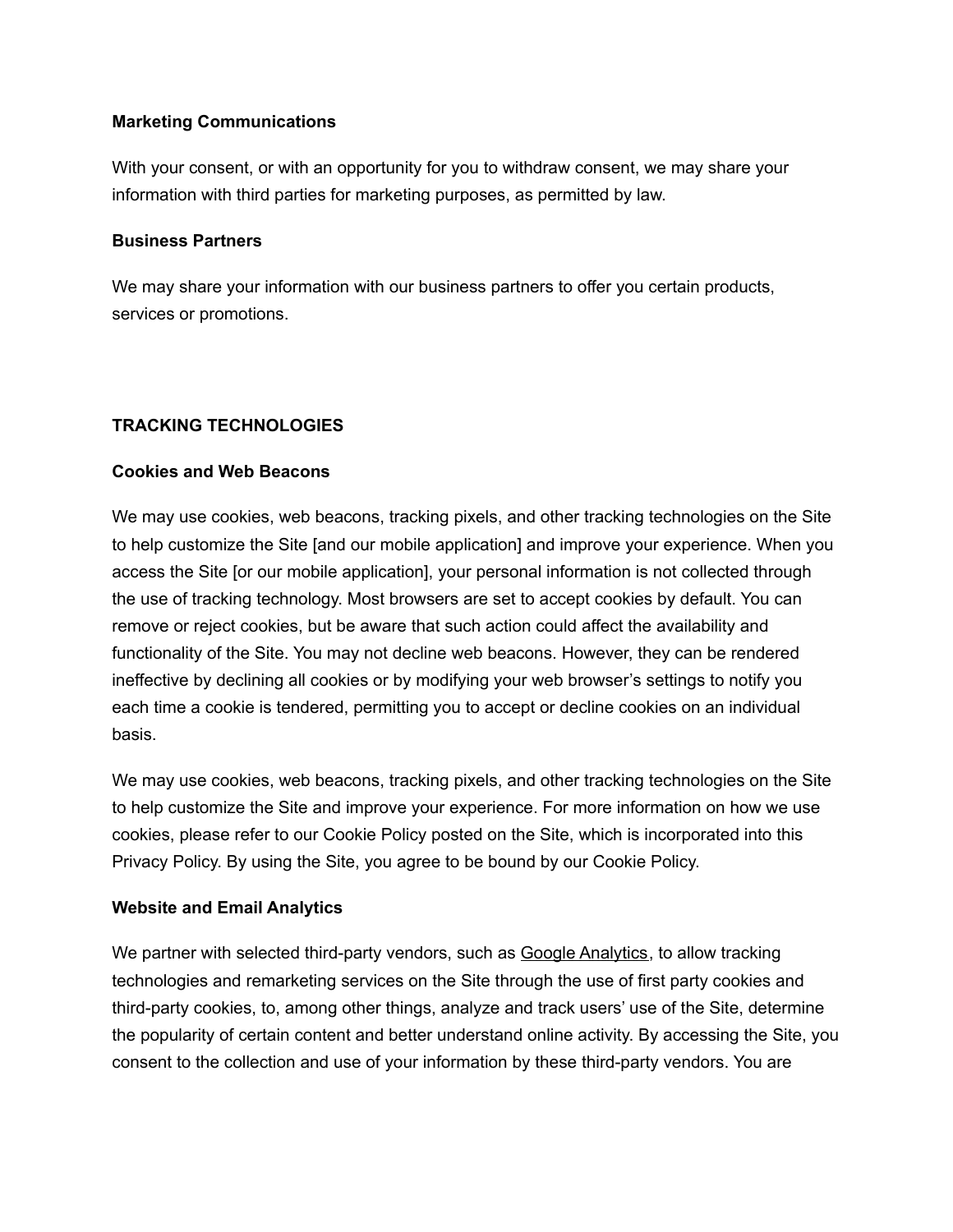**Marketing Communications**

With your consent, or with an opportunity for you to withdraw consent, we may share your information with third parties for marketing purposes, as permitted by law.

**Business Partners**

We may share your information with our business partners to offer you certain products, services or promotions.

## TRACKING TECHNOLOGIES

**Cookies and Web Beacons**

We may use cookies, web beacons, tracking pixels, and other tracking technologies on the Site to help customize the Site [and our mobile application] and improve your experience. When you access the Site [or our mobile application], your personal information is not collected through the use of tracking technology. Most browsers are set to accept cookies by default. You can remove or reject cookies, but be aware that such action could affect the availability and functionality of the Site. You may not decline web beacons. However, they can be rendered ineffective by declining all cookies or by modifying your web browser's settings to notify you each time a cookie is tendered, permitting you to accept or decline cookies on an individual basis.

We may use cookies, web beacons, tracking pixels, and other tracking technologies on the Site to help customize the Site and improve your experience. For more information on how we use cookies, please refer to our Cookie Policy posted on the Site, which is incorporated into this Privacy Policy. By using the Site, you agree to be bound by our Cookie Policy.

**Website and Email Analytics**

We partner with selected third-party vendors, such as Google Analytics, to allow tracking technologies and remarketing services on the Site through the use of first party cookies and third-party cookies, to, among other things, analyze and track users' use of the Site, determine the popularity of certain content and better understand online activity. By accessing the Site, you consent to the collection and use of your information by these third-party vendors. You are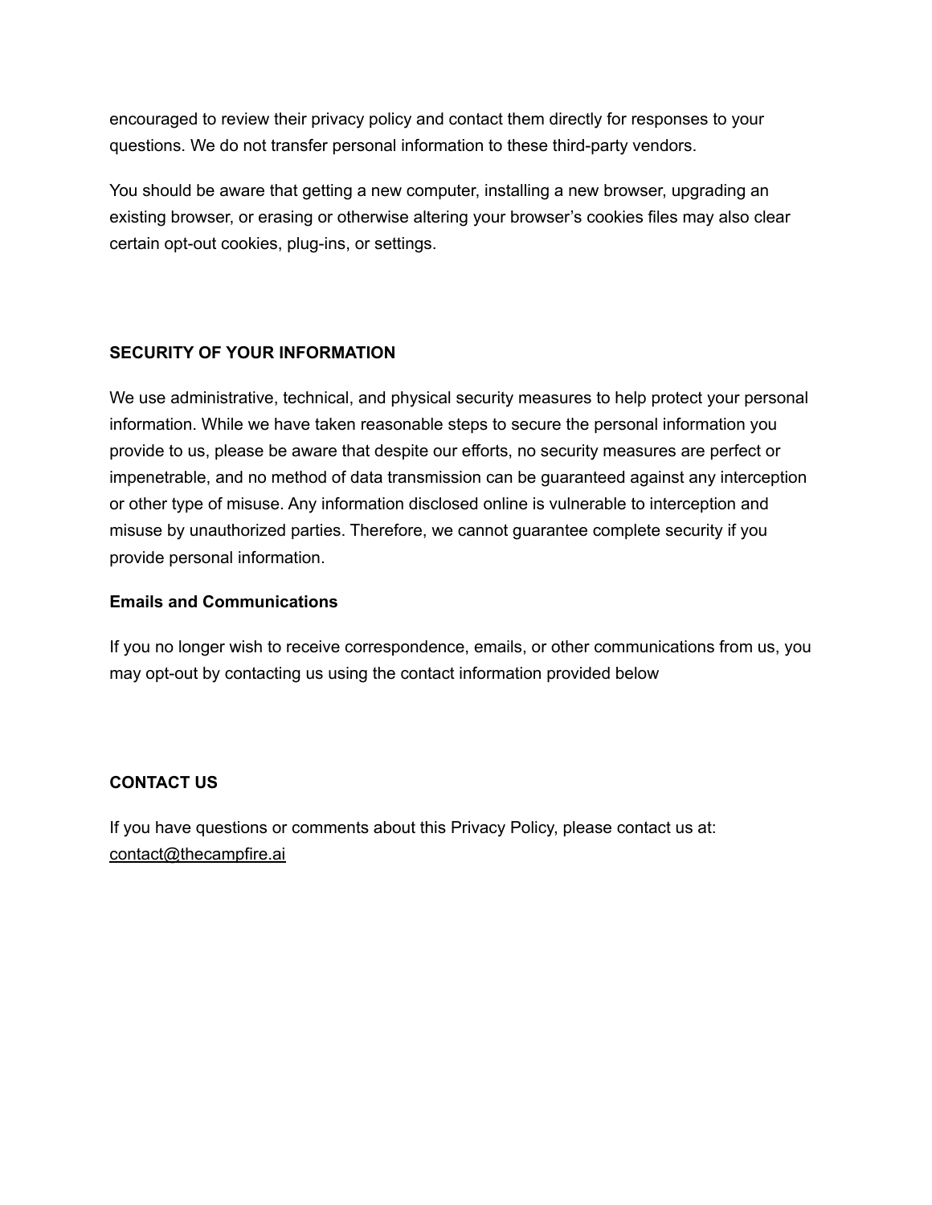encouraged to review their privacy policy and contact them directly for responses to your questions. We do not transfer personal information to these third-party vendors.

You should be aware that getting a new computer, installing a new browser, upgrading an existing browser, or erasing or otherwise altering your browser's cookies files may also clear certain opt-out cookies, plug-ins, or settings.

## SECURITY OF YOUR INFORMATION

We use administrative, technical, and physical security measures to help protect your personal information. While we have taken reasonable steps to secure the personal information you provide to us, please be aware that despite our efforts, no security measures are perfect or impenetrable, and no method of data transmission can be guaranteed against any interception or other type of misuse. Any information disclosed online is vulnerable to interception and misuse by unauthorized parties. Therefore, we cannot guarantee complete security if you provide personal information.

### Emails and Communications

If you no longer wish to receive correspondence, emails, or other communications from us, you may opt-out by contacting us using the contact information provided below

## CONTACT US

If you have questions or comments about this Privacy Policy, please contact us at: contact@thecampfire.ai